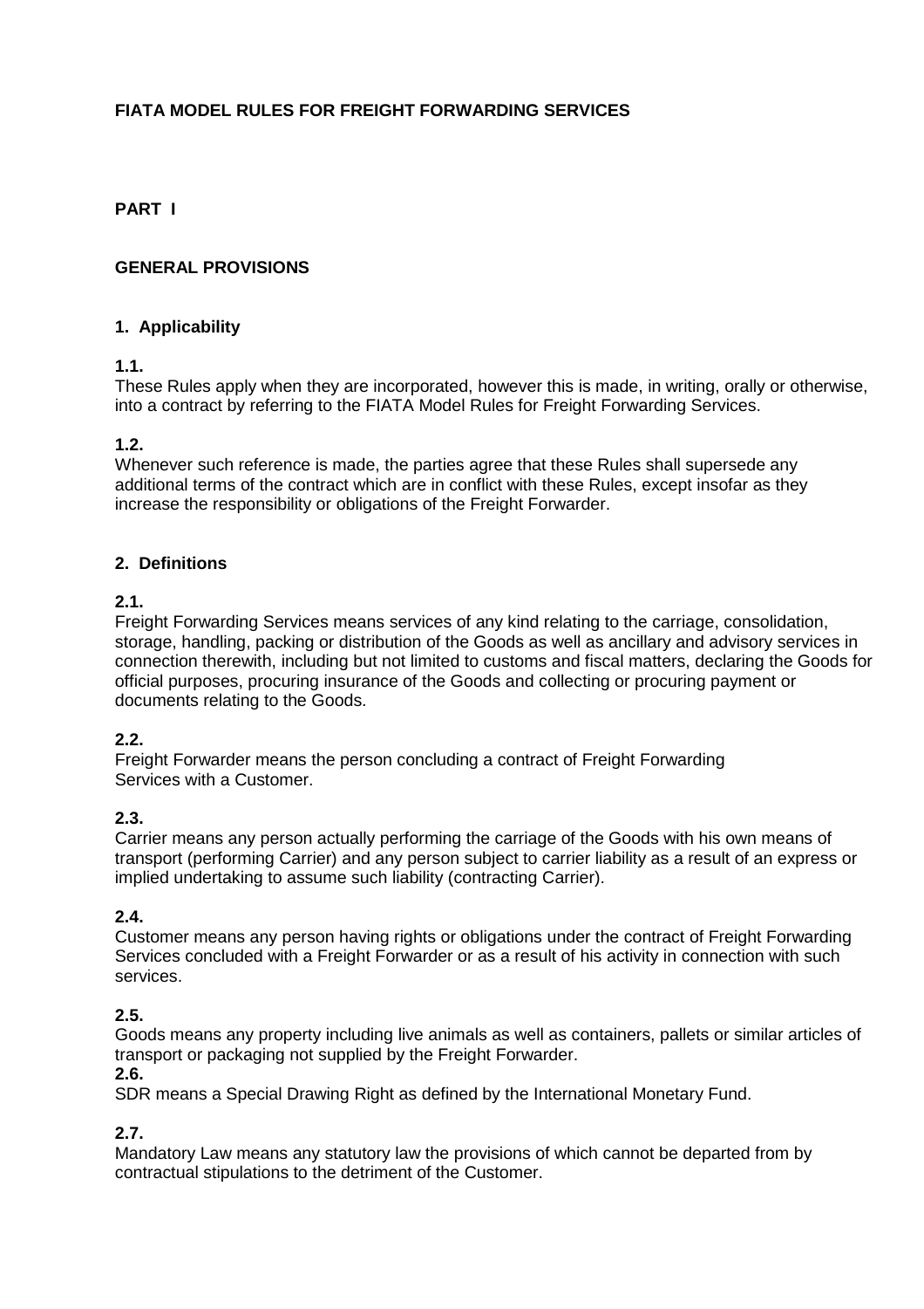# FIATA MODEL RULES FOR FREIGHT FORWARDING SERVICES

## PART I

## GENERAL PROVISIONS

### 1. Applicability

**1.1.**
These Rules apply when they are incorporated, however this is made, in writing, orally or otherwise, into a contract by referring to the FIATA Model Rules for Freight Forwarding Services.

**1.2.**
Whenever such reference is made, the parties agree that these Rules shall supersede any additional terms of the contract which are in conflict with these Rules, except insofar as they increase the responsibility or obligations of the Freight Forwarder.

### 2. Definitions

**2.1.**
Freight Forwarding Services means services of any kind relating to the carriage, consolidation, storage, handling, packing or distribution of the Goods as well as ancillary and advisory services in connection therewith, including but not limited to customs and fiscal matters, declaring the Goods for official purposes, procuring insurance of the Goods and collecting or procuring payment or documents relating to the Goods.

**2.2.**
Freight Forwarder means the person concluding a contract of Freight Forwarding Services with a Customer.

**2.3.**
Carrier means any person actually performing the carriage of the Goods with his own means of transport (performing Carrier) and any person subject to carrier liability as a result of an express or implied undertaking to assume such liability (contracting Carrier).

**2.4.**
Customer means any person having rights or obligations under the contract of Freight Forwarding Services concluded with a Freight Forwarder or as a result of his activity in connection with such services.

**2.5.**
Goods means any property including live animals as well as containers, pallets or similar articles of transport or packaging not supplied by the Freight Forwarder.

**2.6.**
SDR means a Special Drawing Right as defined by the International Monetary Fund.

**2.7.**
Mandatory Law means any statutory law the provisions of which cannot be departed from by contractual stipulations to the detriment of the Customer.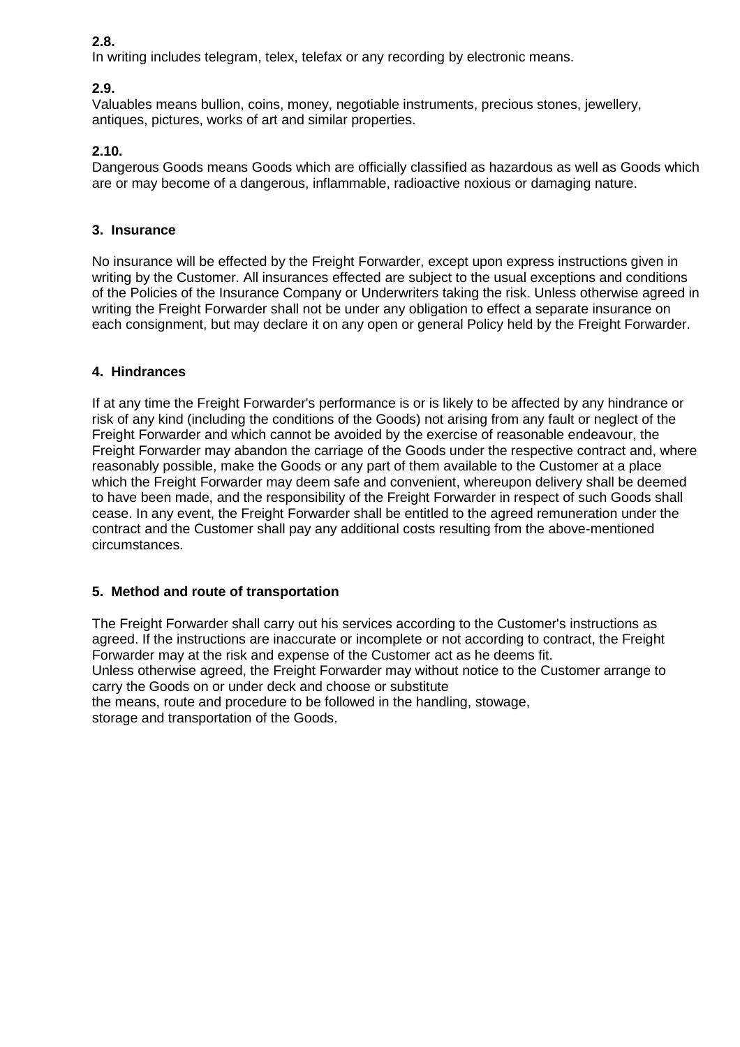**2.8.**
In writing includes telegram, telex, telefax or any recording by electronic means.

**2.9.**
Valuables means bullion, coins, money, negotiable instruments, precious stones, jewellery, antiques, pictures, works of art and similar properties.

**2.10.**
Dangerous Goods means Goods which are officially classified as hazardous as well as Goods which are or may become of a dangerous, inflammable, radioactive noxious or damaging nature.

## 3. Insurance

No insurance will be effected by the Freight Forwarder, except upon express instructions given in writing by the Customer. All insurances effected are subject to the usual exceptions and conditions of the Policies of the Insurance Company or Underwriters taking the risk. Unless otherwise agreed in writing the Freight Forwarder shall not be under any obligation to effect a separate insurance on each consignment, but may declare it on any open or general Policy held by the Freight Forwarder.

## 4. Hindrances

If at any time the Freight Forwarder's performance is or is likely to be affected by any hindrance or risk of any kind (including the conditions of the Goods) not arising from any fault or neglect of the Freight Forwarder and which cannot be avoided by the exercise of reasonable endeavour, the Freight Forwarder may abandon the carriage of the Goods under the respective contract and, where reasonably possible, make the Goods or any part of them available to the Customer at a place which the Freight Forwarder may deem safe and convenient, whereupon delivery shall be deemed to have been made, and the responsibility of the Freight Forwarder in respect of such Goods shall cease. In any event, the Freight Forwarder shall be entitled to the agreed remuneration under the contract and the Customer shall pay any additional costs resulting from the above-mentioned circumstances.

## 5. Method and route of transportation

The Freight Forwarder shall carry out his services according to the Customer's instructions as agreed. If the instructions are inaccurate or incomplete or not according to contract, the Freight Forwarder may at the risk and expense of the Customer act as he deems fit.
Unless otherwise agreed, the Freight Forwarder may without notice to the Customer arrange to carry the Goods on or under deck and choose or substitute the means, route and procedure to be followed in the handling, stowage, storage and transportation of the Goods.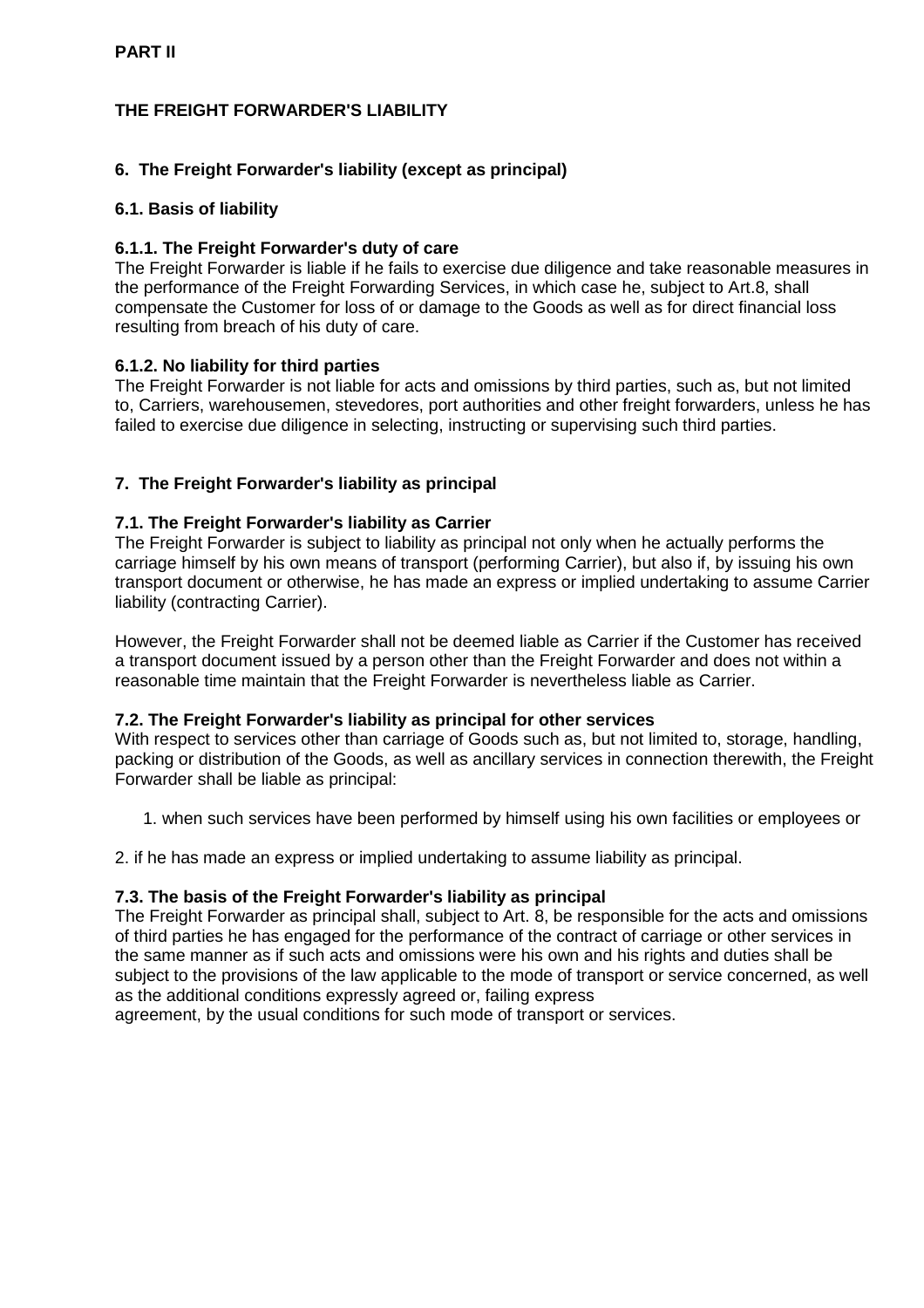# PART II

## THE FREIGHT FORWARDER'S LIABILITY

### 6. The Freight Forwarder's liability (except as principal)

#### 6.1. Basis of liability

**6.1.1. The Freight Forwarder's duty of care**

The Freight Forwarder is liable if he fails to exercise due diligence and take reasonable measures in the performance of the Freight Forwarding Services, in which case he, subject to Art.8, shall compensate the Customer for loss of or damage to the Goods as well as for direct financial loss resulting from breach of his duty of care.

**6.1.2. No liability for third parties**

The Freight Forwarder is not liable for acts and omissions by third parties, such as, but not limited to, Carriers, warehousemen, stevedores, port authorities and other freight forwarders, unless he has failed to exercise due diligence in selecting, instructing or supervising such third parties.

### 7. The Freight Forwarder's liability as principal

#### 7.1. The Freight Forwarder's liability as Carrier

The Freight Forwarder is subject to liability as principal not only when he actually performs the carriage himself by his own means of transport (performing Carrier), but also if, by issuing his own transport document or otherwise, he has made an express or implied undertaking to assume Carrier liability (contracting Carrier).

However, the Freight Forwarder shall not be deemed liable as Carrier if the Customer has received a transport document issued by a person other than the Freight Forwarder and does not within a reasonable time maintain that the Freight Forwarder is nevertheless liable as Carrier.

#### 7.2. The Freight Forwarder's liability as principal for other services

With respect to services other than carriage of Goods such as, but not limited to, storage, handling, packing or distribution of the Goods, as well as ancillary services in connection therewith, the Freight Forwarder shall be liable as principal:

1. when such services have been performed by himself using his own facilities or employees or
2. if he has made an express or implied undertaking to assume liability as principal.

#### 7.3. The basis of the Freight Forwarder's liability as principal

The Freight Forwarder as principal shall, subject to Art. 8, be responsible for the acts and omissions of third parties he has engaged for the performance of the contract of carriage or other services in the same manner as if such acts and omissions were his own and his rights and duties shall be subject to the provisions of the law applicable to the mode of transport or service concerned, as well as the additional conditions expressly agreed or, failing express agreement, by the usual conditions for such mode of transport or services.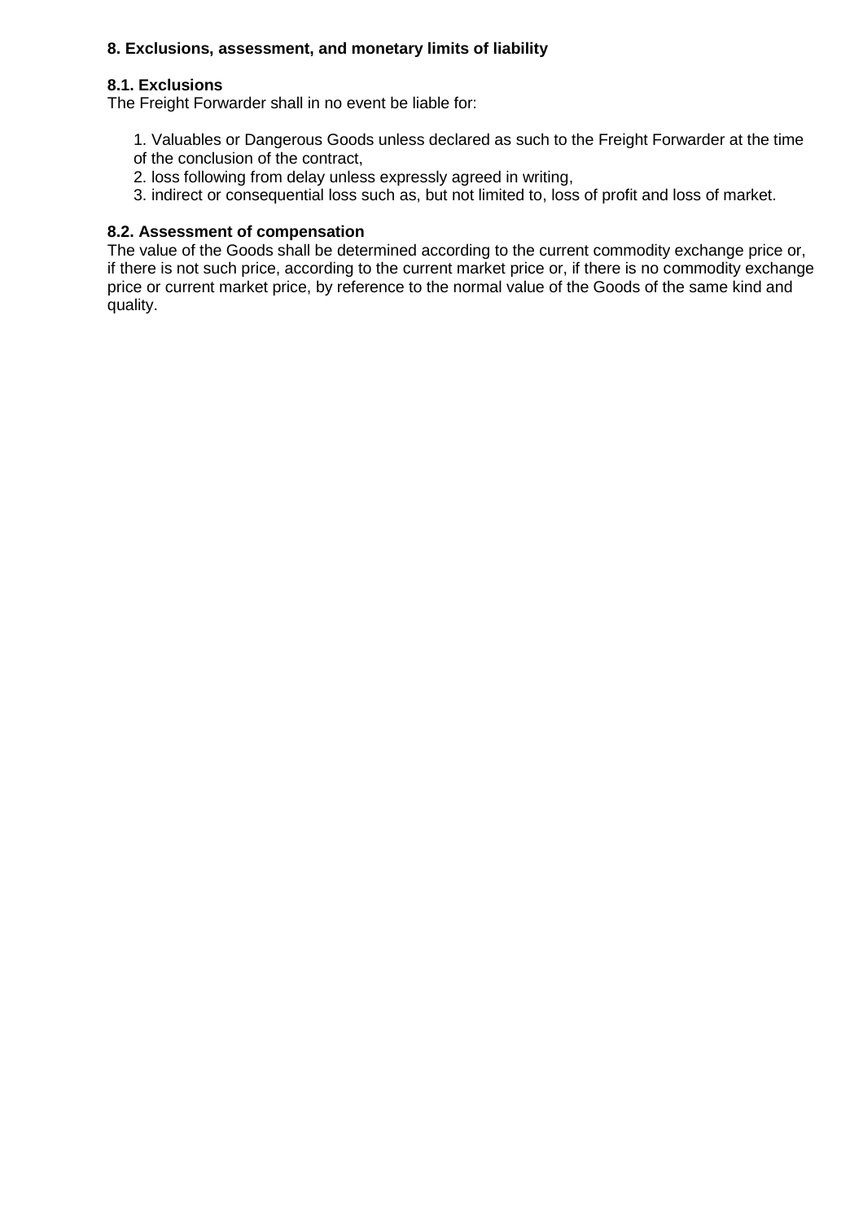## 8. Exclusions, assessment, and monetary limits of liability

### 8.1. Exclusions

The Freight Forwarder shall in no event be liable for:

1. Valuables or Dangerous Goods unless declared as such to the Freight Forwarder at the time of the conclusion of the contract,
2. loss following from delay unless expressly agreed in writing,
3. indirect or consequential loss such as, but not limited to, loss of profit and loss of market.

### 8.2. Assessment of compensation

The value of the Goods shall be determined according to the current commodity exchange price or, if there is not such price, according to the current market price or, if there is no commodity exchange price or current market price, by reference to the normal value of the Goods of the same kind and quality.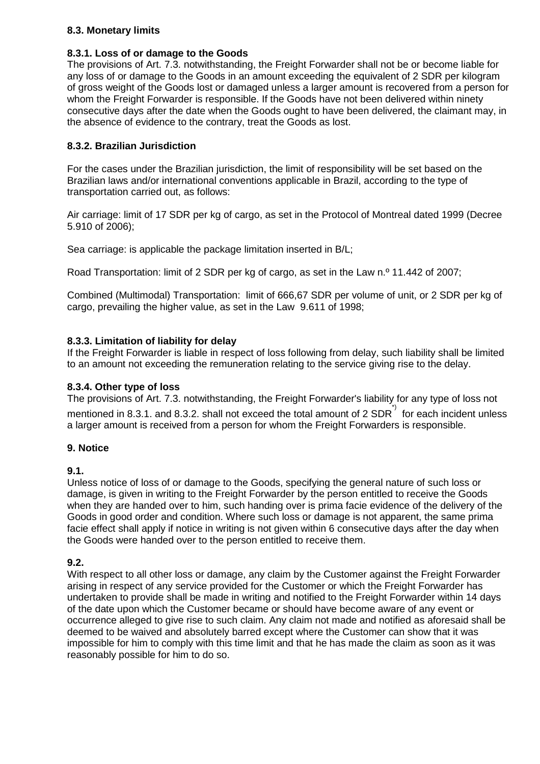### 8.3. Monetary limits

#### 8.3.1. Loss of or damage to the Goods

The provisions of Art. 7.3. notwithstanding, the Freight Forwarder shall not be or become liable for any loss of or damage to the Goods in an amount exceeding the equivalent of 2 SDR per kilogram of gross weight of the Goods lost or damaged unless a larger amount is recovered from a person for whom the Freight Forwarder is responsible. If the Goods have not been delivered within ninety consecutive days after the date when the Goods ought to have been delivered, the claimant may, in the absence of evidence to the contrary, treat the Goods as lost.

#### 8.3.2. Brazilian Jurisdiction

For the cases under the Brazilian jurisdiction, the limit of responsibility will be set based on the Brazilian laws and/or international conventions applicable in Brazil, according to the type of transportation carried out, as follows:

Air carriage: limit of 17 SDR per kg of cargo, as set in the Protocol of Montreal dated 1999 (Decree 5.910 of 2006);

Sea carriage: is applicable the package limitation inserted in B/L;

Road Transportation: limit of 2 SDR per kg of cargo, as set in the Law n.º 11.442 of 2007;

Combined (Multimodal) Transportation: limit of 666,67 SDR per volume of unit, or 2 SDR per kg of cargo, prevailing the higher value, as set in the Law 9.611 of 1998;

#### 8.3.3. Limitation of liability for delay

If the Freight Forwarder is liable in respect of loss following from delay, such liability shall be limited to an amount not exceeding the remuneration relating to the service giving rise to the delay.

#### 8.3.4. Other type of loss

The provisions of Art. 7.3. notwithstanding, the Freight Forwarder's liability for any type of loss not mentioned in 8.3.1. and 8.3.2. shall not exceed the total amount of 2 SDR[*)] for each incident unless a larger amount is received from a person for whom the Freight Forwarders is responsible.

### 9. Notice

#### 9.1.

Unless notice of loss of or damage to the Goods, specifying the general nature of such loss or damage, is given in writing to the Freight Forwarder by the person entitled to receive the Goods when they are handed over to him, such handing over is prima facie evidence of the delivery of the Goods in good order and condition. Where such loss or damage is not apparent, the same prima facie effect shall apply if notice in writing is not given within 6 consecutive days after the day when the Goods were handed over to the person entitled to receive them.

#### 9.2.

With respect to all other loss or damage, any claim by the Customer against the Freight Forwarder arising in respect of any service provided for the Customer or which the Freight Forwarder has undertaken to provide shall be made in writing and notified to the Freight Forwarder within 14 days of the date upon which the Customer became or should have become aware of any event or occurrence alleged to give rise to such claim. Any claim not made and notified as aforesaid shall be deemed to be waived and absolutely barred except where the Customer can show that it was impossible for him to comply with this time limit and that he has made the claim as soon as it was reasonably possible for him to do so.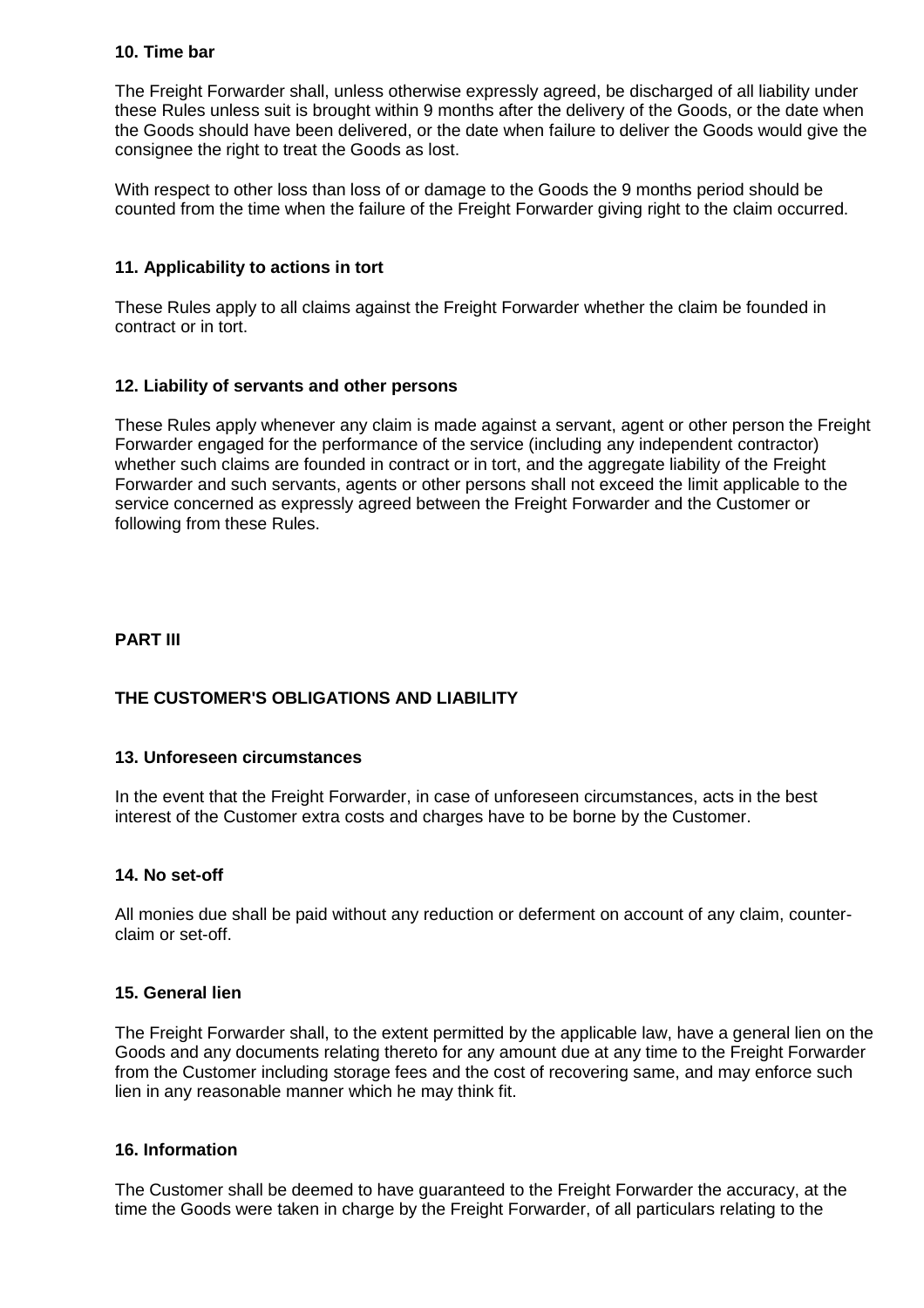**10. Time bar**

The Freight Forwarder shall, unless otherwise expressly agreed, be discharged of all liability under these Rules unless suit is brought within 9 months after the delivery of the Goods, or the date when the Goods should have been delivered, or the date when failure to deliver the Goods would give the consignee the right to treat the Goods as lost.

With respect to other loss than loss of or damage to the Goods the 9 months period should be counted from the time when the failure of the Freight Forwarder giving right to the claim occurred.

**11. Applicability to actions in tort**

These Rules apply to all claims against the Freight Forwarder whether the claim be founded in contract or in tort.

**12. Liability of servants and other persons**

These Rules apply whenever any claim is made against a servant, agent or other person the Freight Forwarder engaged for the performance of the service (including any independent contractor) whether such claims are founded in contract or in tort, and the aggregate liability of the Freight Forwarder and such servants, agents or other persons shall not exceed the limit applicable to the service concerned as expressly agreed between the Freight Forwarder and the Customer or following from these Rules.

## PART III

## THE CUSTOMER'S OBLIGATIONS AND LIABILITY

**13. Unforeseen circumstances**

In the event that the Freight Forwarder, in case of unforeseen circumstances, acts in the best interest of the Customer extra costs and charges have to be borne by the Customer.

**14. No set-off**

All monies due shall be paid without any reduction or deferment on account of any claim, counter-claim or set-off.

**15. General lien**

The Freight Forwarder shall, to the extent permitted by the applicable law, have a general lien on the Goods and any documents relating thereto for any amount due at any time to the Freight Forwarder from the Customer including storage fees and the cost of recovering same, and may enforce such lien in any reasonable manner which he may think fit.

**16. Information**

The Customer shall be deemed to have guaranteed to the Freight Forwarder the accuracy, at the time the Goods were taken in charge by the Freight Forwarder, of all particulars relating to the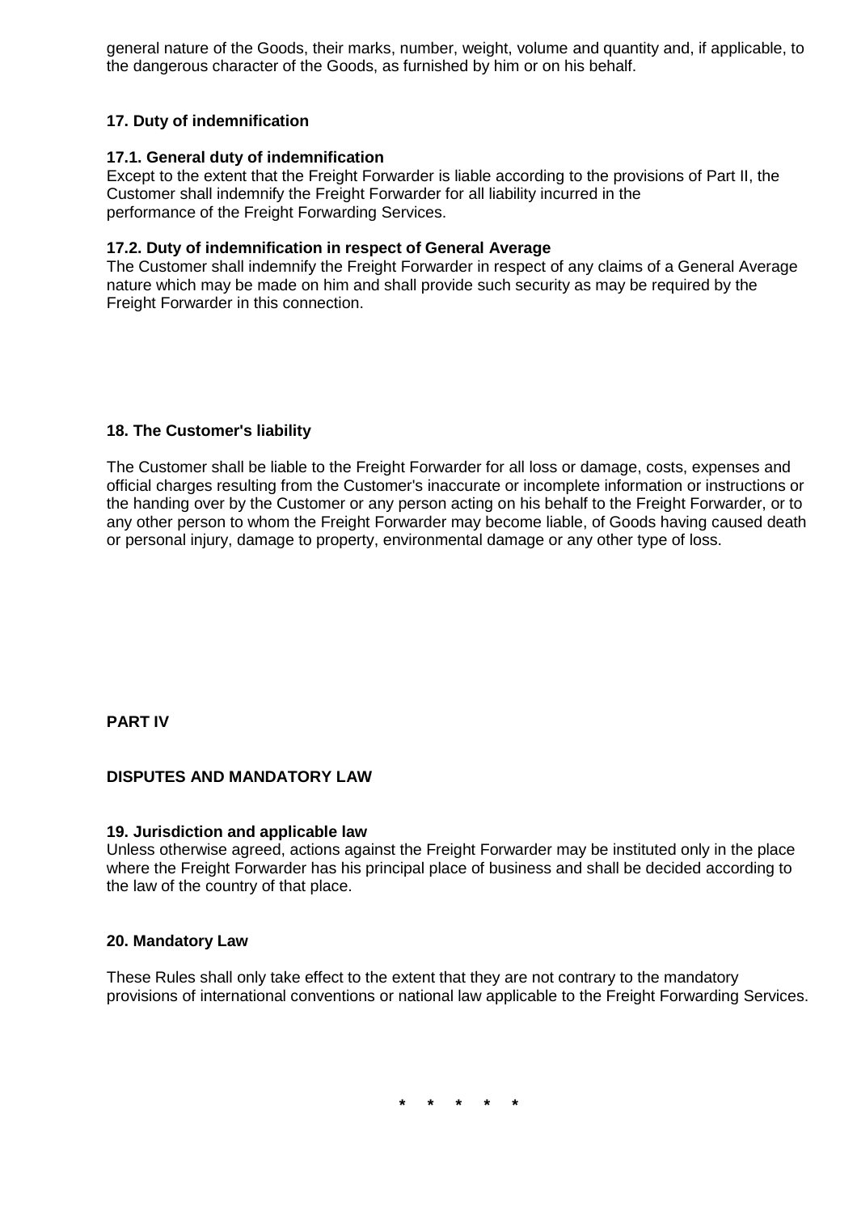general nature of the Goods, their marks, number, weight, volume and quantity and, if applicable, to the dangerous character of the Goods, as furnished by him or on his behalf.

**17. Duty of indemnification**

**17.1. General duty of indemnification**
Except to the extent that the Freight Forwarder is liable according to the provisions of Part II, the Customer shall indemnify the Freight Forwarder for all liability incurred in the performance of the Freight Forwarding Services.

**17.2. Duty of indemnification in respect of General Average**
The Customer shall indemnify the Freight Forwarder in respect of any claims of a General Average nature which may be made on him and shall provide such security as may be required by the Freight Forwarder in this connection.

**18. The Customer's liability**

The Customer shall be liable to the Freight Forwarder for all loss or damage, costs, expenses and official charges resulting from the Customer's inaccurate or incomplete information or instructions or the handing over by the Customer or any person acting on his behalf to the Freight Forwarder, or to any other person to whom the Freight Forwarder may become liable, of Goods having caused death or personal injury, damage to property, environmental damage or any other type of loss.

## PART IV

## DISPUTES AND MANDATORY LAW

**19. Jurisdiction and applicable law**
Unless otherwise agreed, actions against the Freight Forwarder may be instituted only in the place where the Freight Forwarder has his principal place of business and shall be decided according to the law of the country of that place.

**20. Mandatory Law**

These Rules shall only take effect to the extent that they are not contrary to the mandatory provisions of international conventions or national law applicable to the Freight Forwarding Services.

\* \* \* \* \*